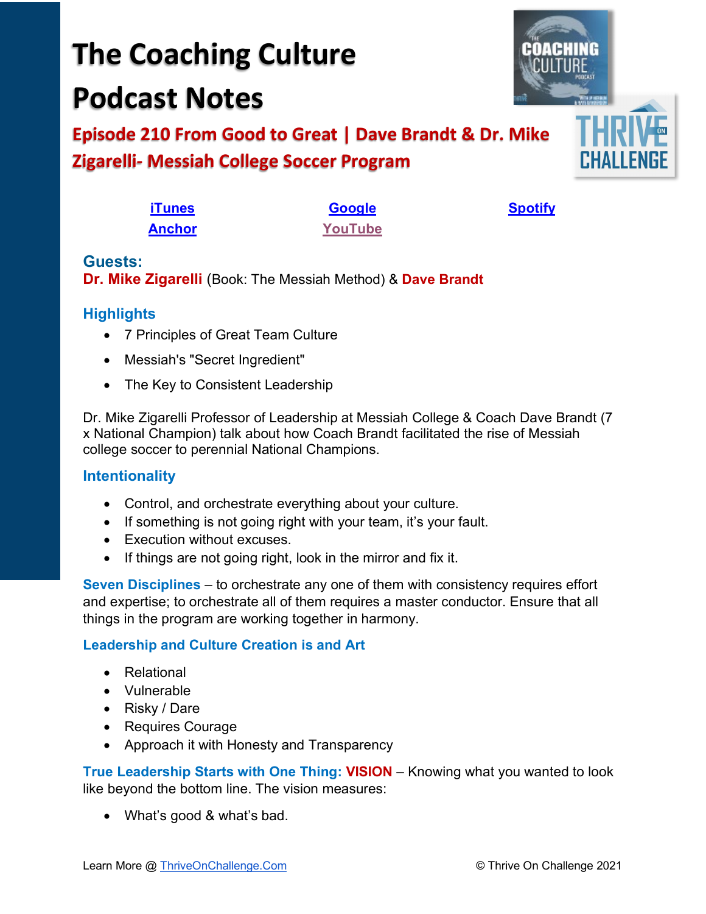# The Coaching Culture Podcast Notes

## Episode 210 From Good to Great | Dave Brandt & Dr. Mike Zigarelli- Messiah College Soccer Program

[iTunes] [Google] [Spotify]
[Anchor] [YouTube]

### Guests:

**Dr. Mike Zigarelli** (Book: The Messiah Method) & **Dave Brandt**

### Highlights

- 7 Principles of Great Team Culture
- Messiah's "Secret Ingredient"
- The Key to Consistent Leadership

Dr. Mike Zigarelli Professor of Leadership at Messiah College & Coach Dave Brandt (7 x National Champion) talk about how Coach Brandt facilitated the rise of Messiah college soccer to perennial National Champions.

### Intentionality

- Control, and orchestrate everything about your culture.
- If something is not going right with your team, it's your fault.
- Execution without excuses.
- If things are not going right, look in the mirror and fix it.

**Seven Disciplines** – to orchestrate any one of them with consistency requires effort and expertise; to orchestrate all of them requires a master conductor. Ensure that all things in the program are working together in harmony.

### Leadership and Culture Creation is and Art

- Relational
- Vulnerable
- Risky / Dare
- Requires Courage
- Approach it with Honesty and Transparency

**True Leadership Starts with One Thing: VISION** – Knowing what you wanted to look like beyond the bottom line. The vision measures:

- What's good & what's bad.

Learn More @ ThriveOnChallenge.Com © Thrive On Challenge 2021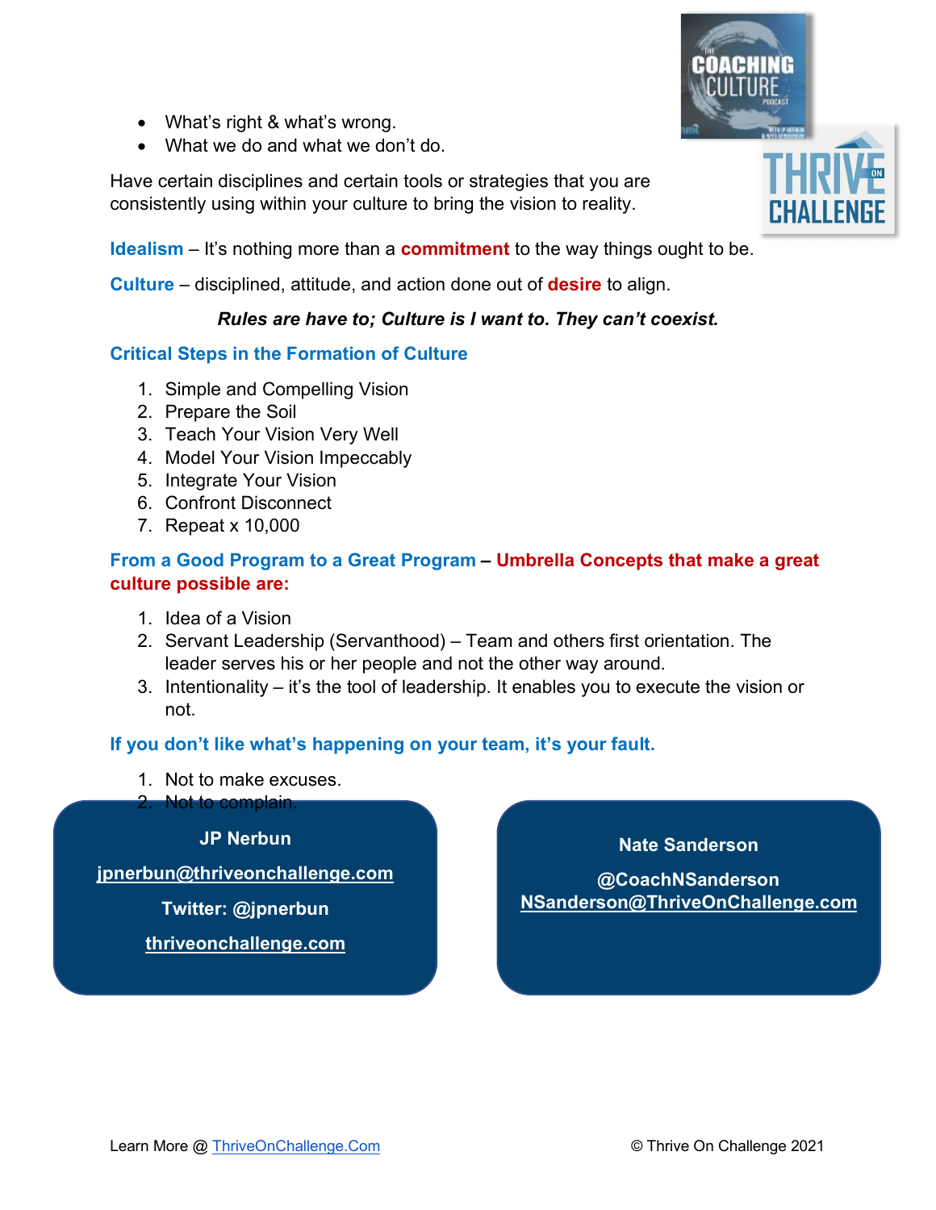- What's right & what's wrong.
- What we do and what we don't do.

Have certain disciplines and certain tools or strategies that you are consistently using within your culture to bring the vision to reality.

**Idealism** – It's nothing more than a **commitment** to the way things ought to be.

**Culture** – disciplined, attitude, and action done out of **desire** to align.

***Rules are have to; Culture is I want to. They can't coexist.***

### Critical Steps in the Formation of Culture

1. Simple and Compelling Vision
2. Prepare the Soil
3. Teach Your Vision Very Well
4. Model Your Vision Impeccably
5. Integrate Your Vision
6. Confront Disconnect
7. Repeat x 10,000

### From a Good Program to a Great Program – Umbrella Concepts that make a great culture possible are:

1. Idea of a Vision
2. Servant Leadership (Servanthood) – Team and others first orientation. The leader serves his or her people and not the other way around.
3. Intentionality – it's the tool of leadership. It enables you to execute the vision or not.

### If you don't like what's happening on your team, it's your fault.

1. Not to make excuses.
2. Not to complain.

**JP Nerbun**

**jpnerbun@thriveonchallenge.com**

**Twitter: @jpnerbun**

**thriveonchallenge.com**

**Nate Sanderson**

**@CoachNSanderson**

**NSanderson@ThriveOnChallenge.com**

Learn More @ ThriveOnChallenge.Com

© Thrive On Challenge 2021